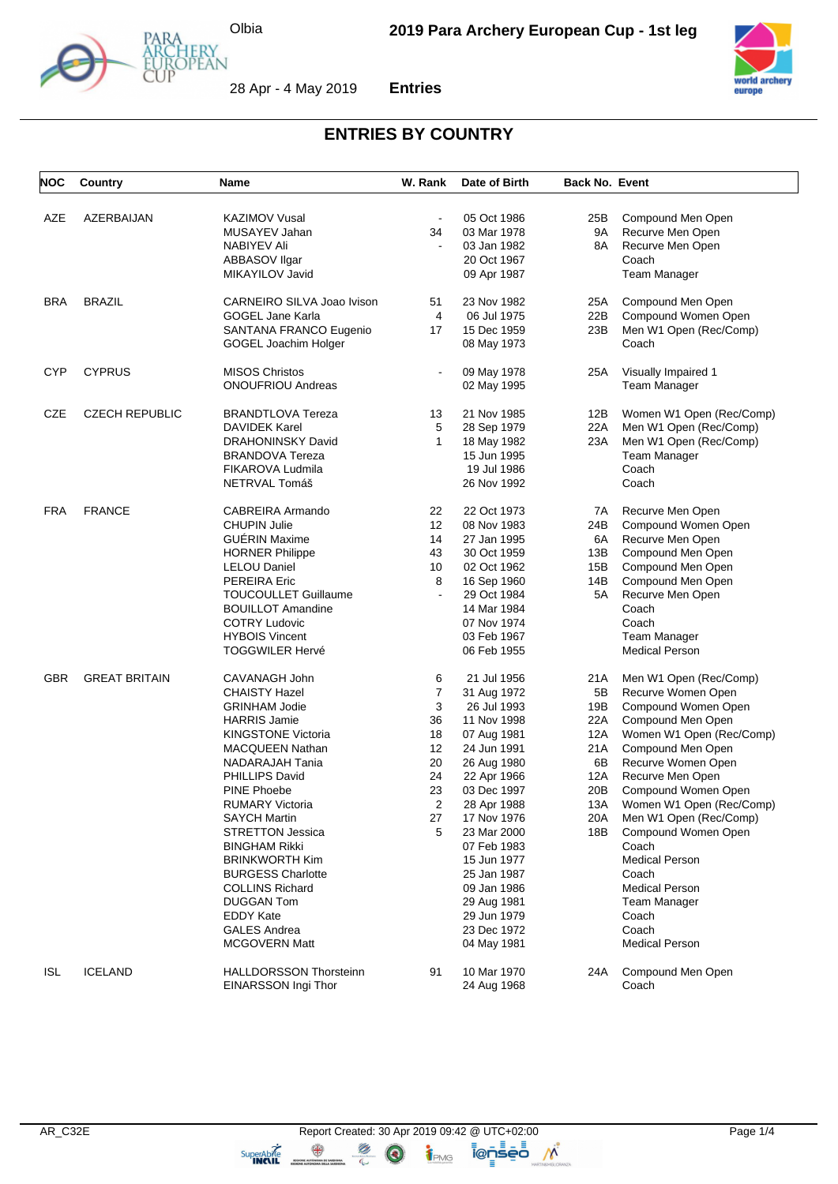# 2019 Para Archery European Cup - 1st leg

Olbia

28 Apr - 4 May 2019

**Entries**

## ENTRIES BY COUNTRY

| NOC | Country | Name | W. Rank | Date of Birth | Back No. | Event |
|---|---|---|---|---|---|---|
| AZE | AZERBAIJAN | KAZIMOV Vusal | - | 05 Oct 1986 | 25B | Compound Men Open |
| | | MUSAYEV Jahan | 34 | 03 Mar 1978 | 9A | Recurve Men Open |
| | | NABIYEV Ali | - | 03 Jan 1982 | 8A | Recurve Men Open |
| | | ABBASOV Ilgar | | 20 Oct 1967 | | Coach |
| | | MIKAYILOV Javid | | 09 Apr 1987 | | Team Manager |
| BRA | BRAZIL | CARNEIRO SILVA Joao Ivison | 51 | 23 Nov 1982 | 25A | Compound Men Open |
| | | GOGEL Jane Karla | 4 | 06 Jul 1975 | 22B | Compound Women Open |
| | | SANTANA FRANCO Eugenio | 17 | 15 Dec 1959 | 23B | Men W1 Open (Rec/Comp) |
| | | GOGEL Joachim Holger | | 08 May 1973 | | Coach |
| CYP | CYPRUS | MISOS Christos | - | 09 May 1978 | 25A | Visually Impaired 1 |
| | | ONOUFRIOU Andreas | | 02 May 1995 | | Team Manager |
| CZE | CZECH REPUBLIC | BRANDTLOVA Tereza | 13 | 21 Nov 1985 | 12B | Women W1 Open (Rec/Comp) |
| | | DAVIDEK Karel | 5 | 28 Sep 1979 | 22A | Men W1 Open (Rec/Comp) |
| | | DRAHONINSKY David | 1 | 18 May 1982 | 23A | Men W1 Open (Rec/Comp) |
| | | BRANDOVA Tereza | | 15 Jun 1995 | | Team Manager |
| | | FIKAROVA Ludmila | | 19 Jul 1986 | | Coach |
| | | NETRVAL Tomáš | | 26 Nov 1992 | | Coach |
| FRA | FRANCE | CABREIRA Armando | 22 | 22 Oct 1973 | 7A | Recurve Men Open |
| | | CHUPIN Julie | 12 | 08 Nov 1983 | 24B | Compound Women Open |
| | | GUÉRIN Maxime | 14 | 27 Jan 1995 | 6A | Recurve Men Open |
| | | HORNER Philippe | 43 | 30 Oct 1959 | 13B | Compound Men Open |
| | | LELOU Daniel | 10 | 02 Oct 1962 | 15B | Compound Men Open |
| | | PEREIRA Eric | 8 | 16 Sep 1960 | 14B | Compound Men Open |
| | | TOUCOULLET Guillaume | - | 29 Oct 1984 | 5A | Recurve Men Open |
| | | BOUILLOT Amandine | | 14 Mar 1984 | | Coach |
| | | COTRY Ludovic | | 07 Nov 1974 | | Coach |
| | | HYBOIS Vincent | | 03 Feb 1967 | | Team Manager |
| | | TOGGWILER Hervé | | 06 Feb 1955 | | Medical Person |
| GBR | GREAT BRITAIN | CAVANAGH John | 6 | 21 Jul 1956 | 21A | Men W1 Open (Rec/Comp) |
| | | CHAISTY Hazel | 7 | 31 Aug 1972 | 5B | Recurve Women Open |
| | | GRINHAM Jodie | 3 | 26 Jul 1993 | 19B | Compound Women Open |
| | | HARRIS Jamie | 36 | 11 Nov 1998 | 22A | Compound Men Open |
| | | KINGSTONE Victoria | 18 | 07 Aug 1981 | 12A | Women W1 Open (Rec/Comp) |
| | | MACQUEEN Nathan | 12 | 24 Jun 1991 | 21A | Compound Men Open |
| | | NADARAJAH Tania | 20 | 26 Aug 1980 | 6B | Recurve Women Open |
| | | PHILLIPS David | 24 | 22 Apr 1966 | 12A | Recurve Men Open |
| | | PINE Phoebe | 23 | 03 Dec 1997 | 20B | Compound Women Open |
| | | RUMARY Victoria | 2 | 28 Apr 1988 | 13A | Women W1 Open (Rec/Comp) |
| | | SAYCH Martin | 27 | 17 Nov 1976 | 20A | Men W1 Open (Rec/Comp) |
| | | STRETTON Jessica | 5 | 23 Mar 2000 | 18B | Compound Women Open |
| | | BINGHAM Rikki | | 07 Feb 1983 | | Coach |
| | | BRINKWORTH Kim | | 15 Jun 1977 | | Medical Person |
| | | BURGESS Charlotte | | 25 Jan 1987 | | Coach |
| | | COLLINS Richard | | 09 Jan 1986 | | Medical Person |
| | | DUGGAN Tom | | 29 Aug 1981 | | Team Manager |
| | | EDDY Kate | | 29 Jun 1979 | | Coach |
| | | GALES Andrea | | 23 Dec 1972 | | Coach |
| | | MCGOVERN Matt | | 04 May 1981 | | Medical Person |
| ISL | ICELAND | HALLDORSSON Thorsteinn | 91 | 10 Mar 1970 | 24A | Compound Men Open |
| | | EINARSSON Ingi Thor | | 24 Aug 1968 | | Coach |

AR_C32E — Report Created: 30 Apr 2019 09:42 @ UTC+02:00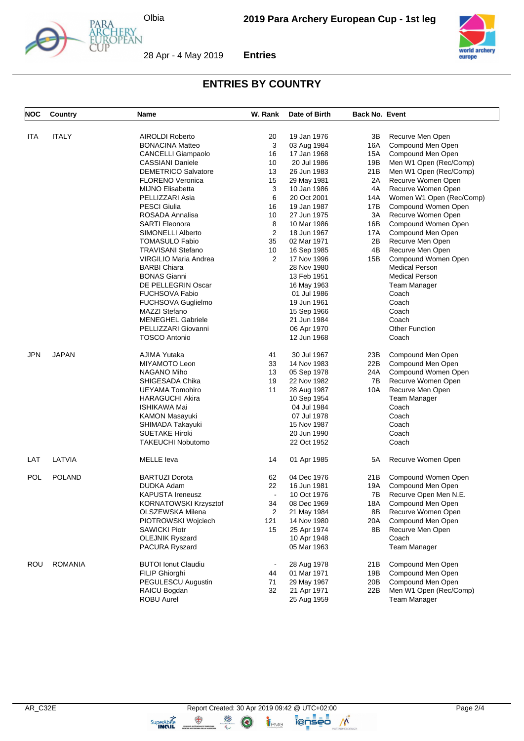## ENTRIES BY COUNTRY

| NOC | Country | Name | W. Rank | Date of Birth | Back No. | Event |
|---|---|---|---|---|---|---|
| ITA | ITALY | AIROLDI Roberto | 20 | 19 Jan 1976 | 3B | Recurve Men Open |
| | | BONACINA Matteo | 3 | 03 Aug 1984 | 16A | Compound Men Open |
| | | CANCELLI Giampaolo | 16 | 17 Jan 1968 | 15A | Compound Men Open |
| | | CASSIANI Daniele | 10 | 20 Jul 1986 | 19B | Men W1 Open (Rec/Comp) |
| | | DEMETRICO Salvatore | 13 | 26 Jun 1983 | 21B | Men W1 Open (Rec/Comp) |
| | | FLORENO Veronica | 15 | 29 May 1981 | 2A | Recurve Women Open |
| | | MIJNO Elisabetta | 3 | 10 Jan 1986 | 4A | Recurve Women Open |
| | | PELLIZZARI Asia | 6 | 20 Oct 2001 | 14A | Women W1 Open (Rec/Comp) |
| | | PESCI Giulia | 16 | 19 Jan 1987 | 17B | Compound Women Open |
| | | ROSADA Annalisa | 10 | 27 Jun 1975 | 3A | Recurve Women Open |
| | | SARTI Eleonora | 8 | 10 Mar 1986 | 16B | Compound Women Open |
| | | SIMONELLI Alberto | 2 | 18 Jun 1967 | 17A | Compound Men Open |
| | | TOMASULO Fabio | 35 | 02 Mar 1971 | 2B | Recurve Men Open |
| | | TRAVISANI Stefano | 10 | 16 Sep 1985 | 4B | Recurve Men Open |
| | | VIRGILIO Maria Andrea | 2 | 17 Nov 1996 | 15B | Compound Women Open |
| | | BARBI Chiara | | 28 Nov 1980 | | Medical Person |
| | | BONAS Gianni | | 13 Feb 1951 | | Medical Person |
| | | DE PELLEGRIN Oscar | | 16 May 1963 | | Team Manager |
| | | FUCHSOVA Fabio | | 01 Jul 1986 | | Coach |
| | | FUCHSOVA Guglielmo | | 19 Jun 1961 | | Coach |
| | | MAZZI Stefano | | 15 Sep 1966 | | Coach |
| | | MENEGHEL Gabriele | | 21 Jun 1984 | | Coach |
| | | PELLIZZARI Giovanni | | 06 Apr 1970 | | Other Function |
| | | TOSCO Antonio | | 12 Jun 1968 | | Coach |
| JPN | JAPAN | AJIMA Yutaka | 41 | 30 Jul 1967 | 23B | Compound Men Open |
| | | MIYAMOTO Leon | 33 | 14 Nov 1983 | 22B | Compound Men Open |
| | | NAGANO Miho | 13 | 05 Sep 1978 | 24A | Compound Women Open |
| | | SHIGESADA Chika | 19 | 22 Nov 1982 | 7B | Recurve Women Open |
| | | UEYAMA Tomohiro | 11 | 28 Aug 1987 | 10A | Recurve Men Open |
| | | HARAGUCHI Akira | | 10 Sep 1954 | | Team Manager |
| | | ISHIKAWA Mai | | 04 Jul 1984 | | Coach |
| | | KAMON Masayuki | | 07 Jul 1978 | | Coach |
| | | SHIMADA Takayuki | | 15 Nov 1987 | | Coach |
| | | SUETAKE Hiroki | | 20 Jun 1990 | | Coach |
| | | TAKEUCHI Nobutomo | | 22 Oct 1952 | | Coach |
| LAT | LATVIA | MELLE Ieva | 14 | 01 Apr 1985 | 5A | Recurve Women Open |
| POL | POLAND | BARTUZI Dorota | 62 | 04 Dec 1976 | 21B | Compound Women Open |
| | | DUDKA Adam | 22 | 16 Jun 1981 | 19A | Compound Men Open |
| | | KAPUSTA Ireneusz | - | 10 Oct 1976 | 7B | Recurve Open Men N.E. |
| | | KORNATOWSKI Krzysztof | 34 | 08 Dec 1969 | 18A | Compound Men Open |
| | | OLSZEWSKA Milena | 2 | 21 May 1984 | 8B | Recurve Women Open |
| | | PIOTROWSKI Wojciech | 121 | 14 Nov 1980 | 20A | Compound Men Open |
| | | SAWICKI Piotr | 15 | 25 Apr 1974 | 8B | Recurve Men Open |
| | | OLEJNIK Ryszard | | 10 Apr 1948 | | Coach |
| | | PACURA Ryszard | | 05 Mar 1963 | | Team Manager |
| ROU | ROMANIA | BUTOI Ionut Claudiu | - | 28 Aug 1978 | 21B | Compound Men Open |
| | | FILIP Ghiorghi | 44 | 01 Mar 1971 | 19B | Compound Men Open |
| | | PEGULESCU Augustin | 71 | 29 May 1967 | 20B | Compound Men Open |
| | | RAICU Bogdan | 32 | 21 Apr 1971 | 22B | Men W1 Open (Rec/Comp) |
| | | ROBU Aurel | | 25 Aug 1959 | | Team Manager |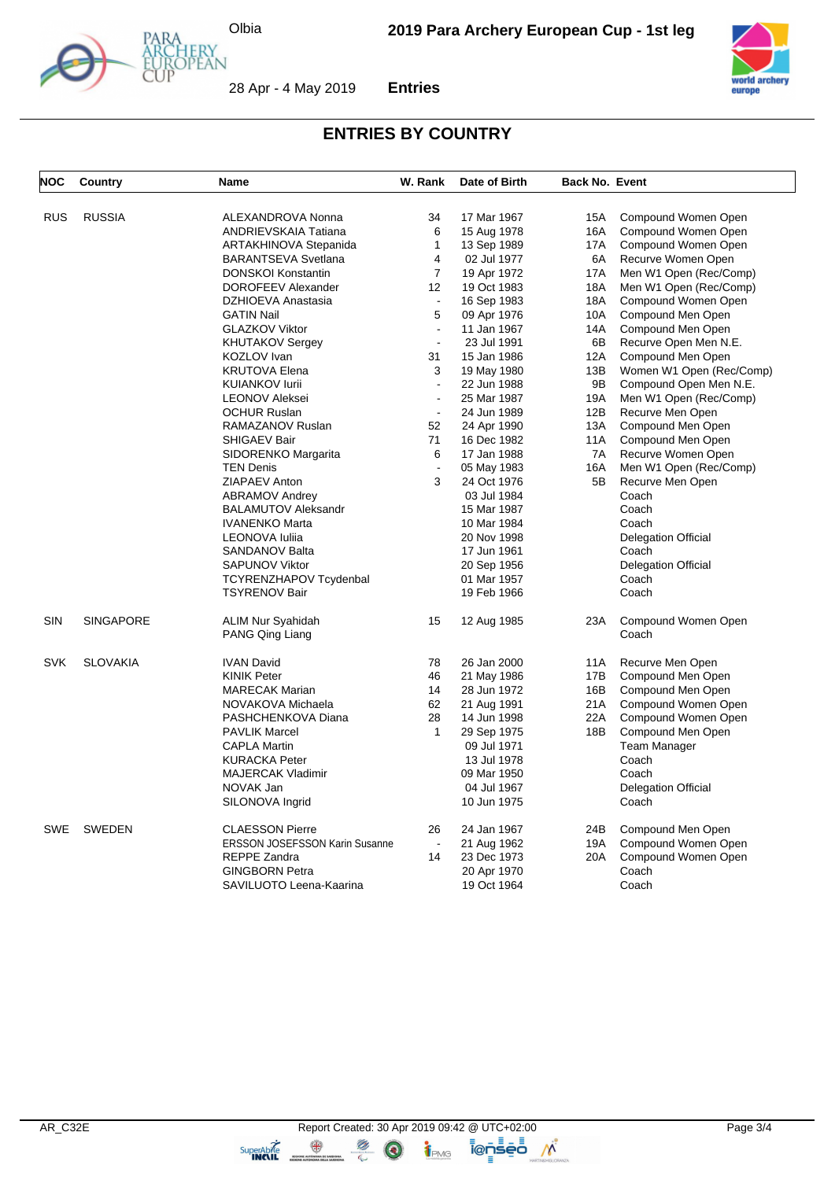## ENTRIES BY COUNTRY

| NOC | Country | Name | W. Rank | Date of Birth | Back No. | Event |
|---|---|---|---|---|---|---|
| RUS | RUSSIA | ALEXANDROVA Nonna | 34 | 17 Mar 1967 | 15A | Compound Women Open |
| | | ANDRIEVSKAIA Tatiana | 6 | 15 Aug 1978 | 16A | Compound Women Open |
| | | ARTAKHINOVA Stepanida | 1 | 13 Sep 1989 | 17A | Compound Women Open |
| | | BARANTSEVA Svetlana | 4 | 02 Jul 1977 | 6A | Recurve Women Open |
| | | DONSKOI Konstantin | 7 | 19 Apr 1972 | 17A | Men W1 Open (Rec/Comp) |
| | | DOROFEEV Alexander | 12 | 19 Oct 1983 | 18A | Men W1 Open (Rec/Comp) |
| | | DZHIOEVA Anastasia | - | 16 Sep 1983 | 18A | Compound Women Open |
| | | GATIN Nail | 5 | 09 Apr 1976 | 10A | Compound Men Open |
| | | GLAZKOV Viktor | - | 11 Jan 1967 | 14A | Compound Men Open |
| | | KHUTAKOV Sergey | - | 23 Jul 1991 | 6B | Recurve Open Men N.E. |
| | | KOZLOV Ivan | 31 | 15 Jan 1986 | 12A | Compound Men Open |
| | | KRUTOVA Elena | 3 | 19 May 1980 | 13B | Women W1 Open (Rec/Comp) |
| | | KUIANKOV Iurii | - | 22 Jun 1988 | 9B | Compound Open Men N.E. |
| | | LEONOV Aleksei | - | 25 Mar 1987 | 19A | Men W1 Open (Rec/Comp) |
| | | OCHUR Ruslan | - | 24 Jun 1989 | 12B | Recurve Men Open |
| | | RAMAZANOV Ruslan | 52 | 24 Apr 1990 | 13A | Compound Men Open |
| | | SHIGAEV Bair | 71 | 16 Dec 1982 | 11A | Compound Men Open |
| | | SIDORENKO Margarita | 6 | 17 Jan 1988 | 7A | Recurve Women Open |
| | | TEN Denis | - | 05 May 1983 | 16A | Men W1 Open (Rec/Comp) |
| | | ZIAPAEV Anton | 3 | 24 Oct 1976 | 5B | Recurve Men Open |
| | | ABRAMOV Andrey | | 03 Jul 1984 | | Coach |
| | | BALAMUTOV Aleksandr | | 15 Mar 1987 | | Coach |
| | | IVANENKO Marta | | 10 Mar 1984 | | Coach |
| | | LEONOVA Iuliia | | 20 Nov 1998 | | Delegation Official |
| | | SANDANOV Balta | | 17 Jun 1961 | | Coach |
| | | SAPUNOV Viktor | | 20 Sep 1956 | | Delegation Official |
| | | TCYRENZHAPOV Tcydenbal | | 01 Mar 1957 | | Coach |
| | | TSYRENOV Bair | | 19 Feb 1966 | | Coach |
| SIN | SINGAPORE | ALIM Nur Syahidah | 15 | 12 Aug 1985 | 23A | Compound Women Open |
| | | PANG Qing Liang | | | | Coach |
| SVK | SLOVAKIA | IVAN David | 78 | 26 Jan 2000 | 11A | Recurve Men Open |
| | | KINIK Peter | 46 | 21 May 1986 | 17B | Compound Men Open |
| | | MARECAK Marian | 14 | 28 Jun 1972 | 16B | Compound Men Open |
| | | NOVAKOVA Michaela | 62 | 21 Aug 1991 | 21A | Compound Women Open |
| | | PASHCHENKOVA Diana | 28 | 14 Jun 1998 | 22A | Compound Women Open |
| | | PAVLIK Marcel | 1 | 29 Sep 1975 | 18B | Compound Men Open |
| | | CAPLA Martin | | 09 Jul 1971 | | Team Manager |
| | | KURACKA Peter | | 13 Jul 1978 | | Coach |
| | | MAJERCAK Vladimir | | 09 Mar 1950 | | Coach |
| | | NOVAK Jan | | 04 Jul 1967 | | Delegation Official |
| | | SILONOVA Ingrid | | 10 Jun 1975 | | Coach |
| SWE | SWEDEN | CLAESSON Pierre | 26 | 24 Jan 1967 | 24B | Compound Men Open |
| | | ERSSON JOSEFSSON Karin Susanne | - | 21 Aug 1962 | 19A | Compound Women Open |
| | | REPPE Zandra | 14 | 23 Dec 1973 | 20A | Compound Women Open |
| | | GINGBORN Petra | | 20 Apr 1970 | | Coach |
| | | SAVILUOTO Leena-Kaarina | | 19 Oct 1964 | | Coach |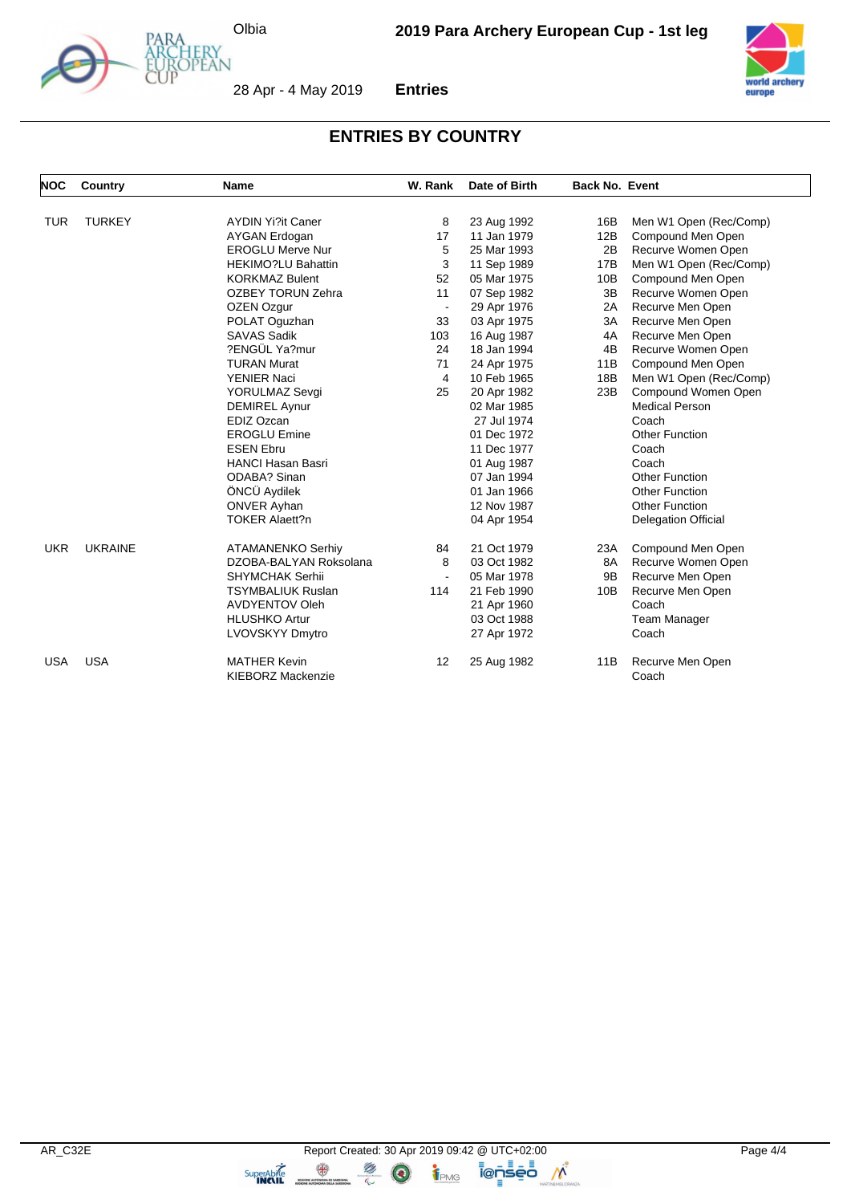# ENTRIES BY COUNTRY

| NOC | Country | Name | W. Rank | Date of Birth | Back No. | Event |
|---|---|---|---|---|---|---|
| TUR | TURKEY | AYDIN Yi?it Caner | 8 | 23 Aug 1992 | 16B | Men W1 Open (Rec/Comp) |
| | | AYGAN Erdogan | 17 | 11 Jan 1979 | 12B | Compound Men Open |
| | | EROGLU Merve Nur | 5 | 25 Mar 1993 | 2B | Recurve Women Open |
| | | HEKIMO?LU Bahattin | 3 | 11 Sep 1989 | 17B | Men W1 Open (Rec/Comp) |
| | | KORKMAZ Bulent | 52 | 05 Mar 1975 | 10B | Compound Men Open |
| | | OZBEY TORUN Zehra | 11 | 07 Sep 1982 | 3B | Recurve Women Open |
| | | OZEN Ozgur | - | 29 Apr 1976 | 2A | Recurve Men Open |
| | | POLAT Oguzhan | 33 | 03 Apr 1975 | 3A | Recurve Men Open |
| | | SAVAS Sadik | 103 | 16 Aug 1987 | 4A | Recurve Men Open |
| | | ?ENGÜL Ya?mur | 24 | 18 Jan 1994 | 4B | Recurve Women Open |
| | | TURAN Murat | 71 | 24 Apr 1975 | 11B | Compound Men Open |
| | | YENIER Naci | 4 | 10 Feb 1965 | 18B | Men W1 Open (Rec/Comp) |
| | | YORULMAZ Sevgi | 25 | 20 Apr 1982 | 23B | Compound Women Open |
| | | DEMIREL Aynur | | 02 Mar 1985 | | Medical Person |
| | | EDIZ Ozcan | | 27 Jul 1974 | | Coach |
| | | EROGLU Emine | | 01 Dec 1972 | | Other Function |
| | | ESEN Ebru | | 11 Dec 1977 | | Coach |
| | | HANCI Hasan Basri | | 01 Aug 1987 | | Coach |
| | | ODABA? Sinan | | 07 Jan 1994 | | Other Function |
| | | ÖNCÜ Aydilek | | 01 Jan 1966 | | Other Function |
| | | ONVER Ayhan | | 12 Nov 1987 | | Other Function |
| | | TOKER Alaett?n | | 04 Apr 1954 | | Delegation Official |
| UKR | UKRAINE | ATAMANENKO Serhiy | 84 | 21 Oct 1979 | 23A | Compound Men Open |
| | | DZOBA-BALYAN Roksolana | 8 | 03 Oct 1982 | 8A | Recurve Women Open |
| | | SHYMCHAK Serhii | - | 05 Mar 1978 | 9B | Recurve Men Open |
| | | TSYMBALIUK Ruslan | 114 | 21 Feb 1990 | 10B | Recurve Men Open |
| | | AVDYENTOV Oleh | | 21 Apr 1960 | | Coach |
| | | HLUSHKO Artur | | 03 Oct 1988 | | Team Manager |
| | | LVOVSKYY Dmytro | | 27 Apr 1972 | | Coach |
| USA | USA | MATHER Kevin | 12 | 25 Aug 1982 | 11B | Recurve Men Open |
| | | KIEBORZ Mackenzie | | | | Coach |